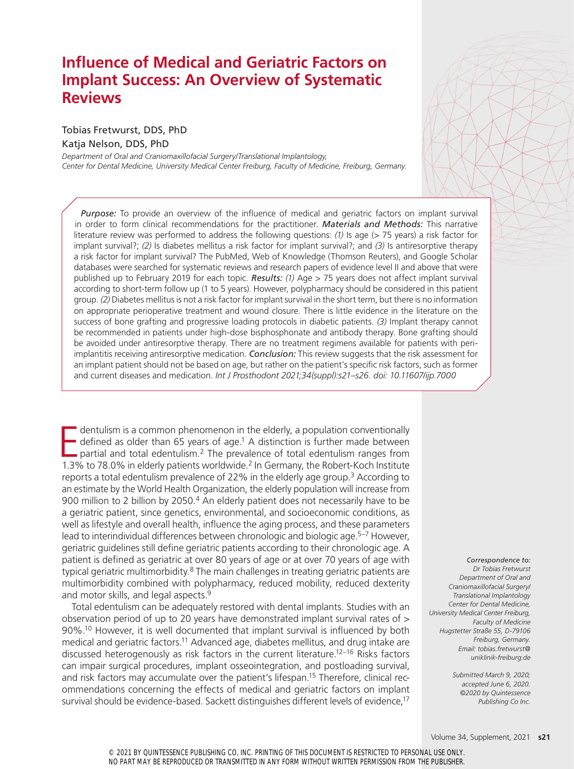# Influence of Medical and Geriatric Factors on Implant Success: An Overview of Systematic Reviews

Tobias Fretwurst, DDS, PhD
Katja Nelson, DDS, PhD

*Department of Oral and Craniomaxillofacial Surgery/Translational Implantology, Center for Dental Medicine, University Medical Center Freiburg, Faculty of Medicine, Freiburg, Germany.*

***Purpose:*** To provide an overview of the influence of medical and geriatric factors on implant survival in order to form clinical recommendations for the practitioner. ***Materials and Methods:*** This narrative literature review was performed to address the following questions: *(1)* Is age (> 75 years) a risk factor for implant survival?; *(2)* Is diabetes mellitus a risk factor for implant survival?; and *(3)* Is antiresorptive therapy a risk factor for implant survival? The PubMed, Web of Knowledge (Thomson Reuters), and Google Scholar databases were searched for systematic reviews and research papers of evidence level II and above that were published up to February 2019 for each topic. ***Results:*** *(1)* Age > 75 years does not affect implant survival according to short-term follow up (1 to 5 years). However, polypharmacy should be considered in this patient group. *(2)* Diabetes mellitus is not a risk factor for implant survival in the short term, but there is no information on appropriate perioperative treatment and wound closure. There is little evidence in the literature on the success of bone grafting and progressive loading protocols in diabetic patients. *(3)* Implant therapy cannot be recommended in patients under high-dose bisphosphonate and antibody therapy. Bone grafting should be avoided under antiresorptive therapy. There are no treatment regimens available for patients with peri-implantitis receiving antiresorptive medication. ***Conclusion:*** This review suggests that the risk assessment for an implant patient should not be based on age, but rather on the patient's specific risk factors, such as former and current diseases and medication. *Int J Prosthodont 2021;34(suppl):s21–s26. doi: 10.11607/ijp.7000*

Edentulism is a common phenomenon in the elderly, a population conventionally defined as older than 65 years of age.[1] A distinction is further made between partial and total edentulism.[2] The prevalence of total edentulism ranges from 1.3% to 78.0% in elderly patients worldwide.[2] In Germany, the Robert-Koch Institute reports a total edentulism prevalence of 22% in the elderly age group.[3] According to an estimate by the World Health Organization, the elderly population will increase from 900 million to 2 billion by 2050.[4] An elderly patient does not necessarily have to be a geriatric patient, since genetics, environmental, and socioeconomic conditions, as well as lifestyle and overall health, influence the aging process, and these parameters lead to interindividual differences between chronologic and biologic age.[5–7] However, geriatric guidelines still define geriatric patients according to their chronologic age. A patient is defined as geriatric at over 80 years of age or at over 70 years of age with typical geriatric multimorbidity.[8] The main challenges in treating geriatric patients are multimorbidity combined with polypharmacy, reduced mobility, reduced dexterity and motor skills, and legal aspects.[9]

Total edentulism can be adequately restored with dental implants. Studies with an observation period of up to 20 years have demonstrated implant survival rates of > 90%.[10] However, it is well documented that implant survival is influenced by both medical and geriatric factors.[11] Advanced age, diabetes mellitus, and drug intake are discussed heterogenously as risk factors in the current literature.[12–16] Risks factors can impair surgical procedures, implant osseointegration, and postloading survival, and risk factors may accumulate over the patient's lifespan.[15] Therefore, clinical recommendations concerning the effects of medical and geriatric factors on implant survival should be evidence-based. Sackett distinguishes different levels of evidence,[17]

*Correspondence to:*
*Dr Tobias Fretwurst*
*Department of Oral and Craniomaxillofacial Surgery/Translational Implantology*
*Center for Dental Medicine, University Medical Center Freiburg, Faculty of Medicine*
*Hugstetter Straße 55, D-79106 Freiburg, Germany.*
*Email: tobias.fretwurst@uniklinik-freiburg.de*

*Submitted March 9, 2020; accepted June 6, 2020.*
*©2020 by Quintessence Publishing Co Inc.*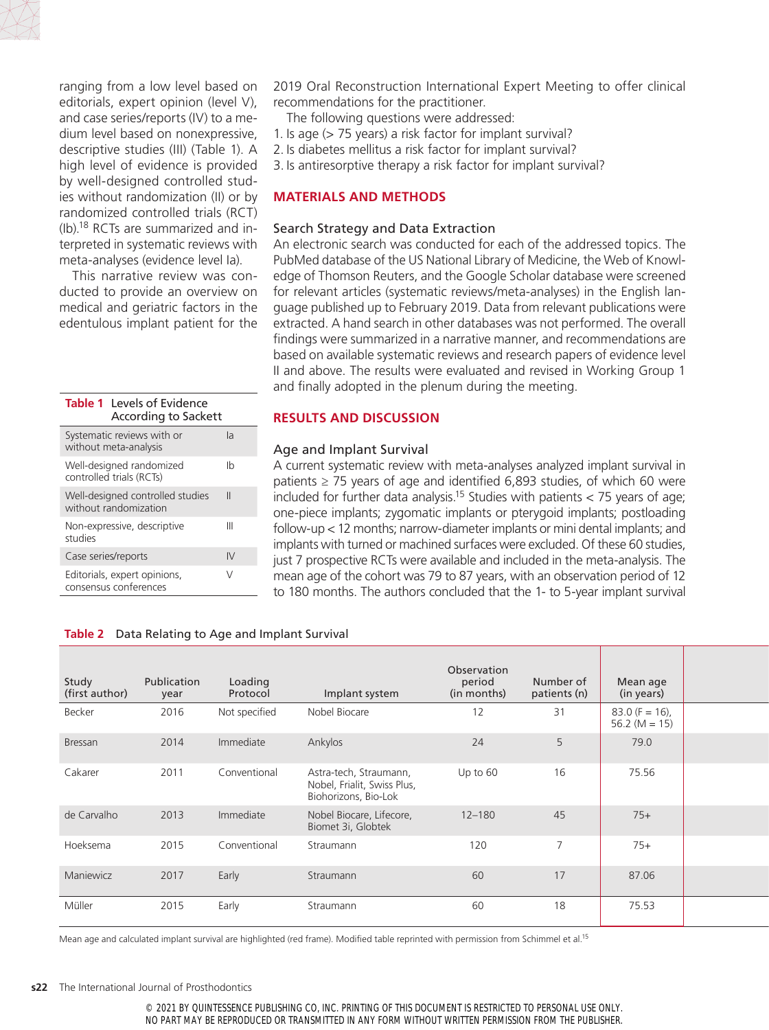ranging from a low level based on editorials, expert opinion (level V), and case series/reports (IV) to a medium level based on nonexpressive, descriptive studies (III) (Table 1). A high level of evidence is provided by well-designed controlled studies without randomization (II) or by randomized controlled trials (RCT) (Ib).[18] RCTs are summarized and interpreted in systematic reviews with meta-analyses (evidence level Ia).

This narrative review was conducted to provide an overview on medical and geriatric factors in the edentulous implant patient for the 2019 Oral Reconstruction International Expert Meeting to offer clinical recommendations for the practitioner.

The following questions were addressed:

1. Is age (> 75 years) a risk factor for implant survival?
2. Is diabetes mellitus a risk factor for implant survival?
3. Is antiresorptive therapy a risk factor for implant survival?

**Table 1** Levels of Evidence According to Sackett

| | |
|---|---|
| Systematic reviews with or without meta-analysis | Ia |
| Well-designed randomized controlled trials (RCTs) | Ib |
| Well-designed controlled studies without randomization | II |
| Non-expressive, descriptive studies | III |
| Case series/reports | IV |
| Editorials, expert opinions, consensus conferences | V |

## MATERIALS AND METHODS

### Search Strategy and Data Extraction

An electronic search was conducted for each of the addressed topics. The PubMed database of the US National Library of Medicine, the Web of Knowledge of Thomson Reuters, and the Google Scholar database were screened for relevant articles (systematic reviews/meta-analyses) in the English language published up to February 2019. Data from relevant publications were extracted. A hand search in other databases was not performed. The overall findings were summarized in a narrative manner, and recommendations are based on available systematic reviews and research papers of evidence level II and above. The results were evaluated and revised in Working Group 1 and finally adopted in the plenum during the meeting.

## RESULTS AND DISCUSSION

### Age and Implant Survival

A current systematic review with meta-analyses analyzed implant survival in patients ≥ 75 years of age and identified 6,893 studies, of which 60 were included for further data analysis.[15] Studies with patients < 75 years of age; one-piece implants; zygomatic implants or pterygoid implants; postloading follow-up < 12 months; narrow-diameter implants or mini dental implants; and implants with turned or machined surfaces were excluded. Of these 60 studies, just 7 prospective RCTs were available and included in the meta-analysis. The mean age of the cohort was 79 to 87 years, with an observation period of 12 to 180 months. The authors concluded that the 1- to 5-year implant survival

**Table 2** Data Relating to Age and Implant Survival

| Study (first author) | Publication year | Loading Protocol | Implant system | Observation period (in months) | Number of patients (n) | Mean age (in years) |
|---|---|---|---|---|---|---|
| Becker | 2016 | Not specified | Nobel Biocare | 12 | 31 | 83.0 (F = 16), 56.2 (M = 15) |
| Bressan | 2014 | Immediate | Ankylos | 24 | 5 | 79.0 |
| Cakarer | 2011 | Conventional | Astra-tech, Straumann, Nobel, Frialit, Swiss Plus, Biohorizons, Bio-Lok | Up to 60 | 16 | 75.56 |
| de Carvalho | 2013 | Immediate | Nobel Biocare, Lifecore, Biomet 3i, Globtek | 12–180 | 45 | 75+ |
| Hoeksema | 2015 | Conventional | Straumann | 120 | 7 | 75+ |
| Maniewicz | 2017 | Early | Straumann | 60 | 17 | 87.06 |
| Müller | 2015 | Early | Straumann | 60 | 18 | 75.53 |

Mean age and calculated implant survival are highlighted (red frame). Modified table reprinted with permission from Schimmel et al.[15]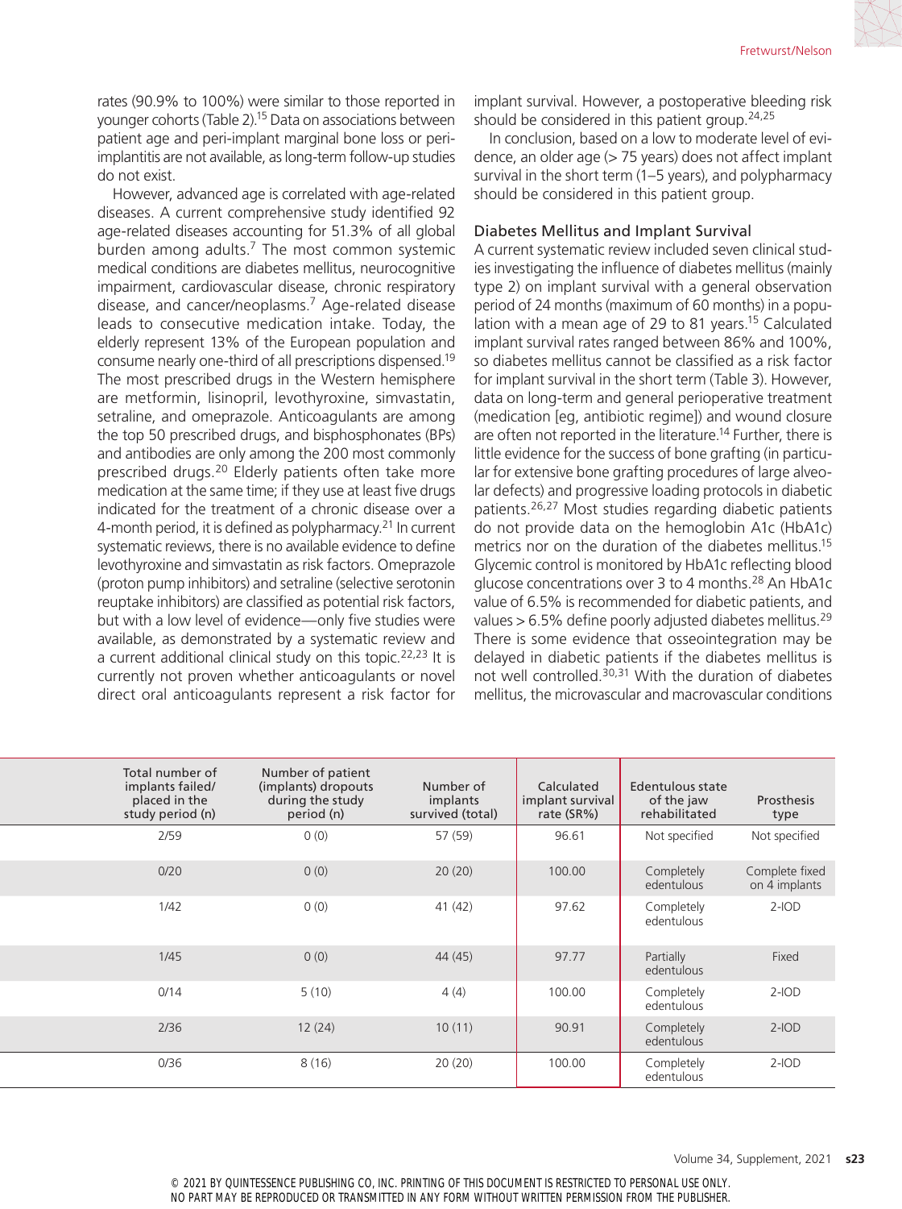rates (90.9% to 100%) were similar to those reported in younger cohorts (Table 2).[15] Data on associations between patient age and peri-implant marginal bone loss or peri-implantitis are not available, as long-term follow-up studies do not exist.

However, advanced age is correlated with age-related diseases. A current comprehensive study identified 92 age-related diseases accounting for 51.3% of all global burden among adults.[7] The most common systemic medical conditions are diabetes mellitus, neurocognitive impairment, cardiovascular disease, chronic respiratory disease, and cancer/neoplasms.[7] Age-related disease leads to consecutive medication intake. Today, the elderly represent 13% of the European population and consume nearly one-third of all prescriptions dispensed.[19] The most prescribed drugs in the Western hemisphere are metformin, lisinopril, levothyroxine, simvastatin, setraline, and omeprazole. Anticoagulants are among the top 50 prescribed drugs, and bisphosphonates (BPs) and antibodies are only among the 200 most commonly prescribed drugs.[20] Elderly patients often take more medication at the same time; if they use at least five drugs indicated for the treatment of a chronic disease over a 4-month period, it is defined as polypharmacy.[21] In current systematic reviews, there is no available evidence to define levothyroxine and simvastatin as risk factors. Omeprazole (proton pump inhibitors) and setraline (selective serotonin reuptake inhibitors) are classified as potential risk factors, but with a low level of evidence—only five studies were available, as demonstrated by a systematic review and a current additional clinical study on this topic.[22,23] It is currently not proven whether anticoagulants or novel direct oral anticoagulants represent a risk factor for implant survival. However, a postoperative bleeding risk should be considered in this patient group.[24,25]

In conclusion, based on a low to moderate level of evidence, an older age (> 75 years) does not affect implant survival in the short term (1–5 years), and polypharmacy should be considered in this patient group.

### Diabetes Mellitus and Implant Survival

A current systematic review included seven clinical studies investigating the influence of diabetes mellitus (mainly type 2) on implant survival with a general observation period of 24 months (maximum of 60 months) in a population with a mean age of 29 to 81 years.[15] Calculated implant survival rates ranged between 86% and 100%, so diabetes mellitus cannot be classified as a risk factor for implant survival in the short term (Table 3). However, data on long-term and general perioperative treatment (medication [eg, antibiotic regime]) and wound closure are often not reported in the literature.[14] Further, there is little evidence for the success of bone grafting (in particular for extensive bone grafting procedures of large alveolar defects) and progressive loading protocols in diabetic patients.[26,27] Most studies regarding diabetic patients do not provide data on the hemoglobin A1c (HbA1c) metrics nor on the duration of the diabetes mellitus.[15] Glycemic control is monitored by HbA1c reflecting blood glucose concentrations over 3 to 4 months.[28] An HbA1c value of 6.5% is recommended for diabetic patients, and values > 6.5% define poorly adjusted diabetes mellitus.[29] There is some evidence that osseointegration may be delayed in diabetic patients if the diabetes mellitus is not well controlled.[30,31] With the duration of diabetes mellitus, the microvascular and macrovascular conditions

| Total number of implants failed/placed in the study period (n) | Number of patient (implants) dropouts during the study period (n) | Number of implants survived (total) | Calculated implant survival rate (SR%) | Edentulous state of the jaw rehabilitated | Prosthesis type |
|---|---|---|---|---|---|
| 2/59 | 0 (0) | 57 (59) | 96.61 | Not specified | Not specified |
| 0/20 | 0 (0) | 20 (20) | 100.00 | Completely edentulous | Complete fixed on 4 implants |
| 1/42 | 0 (0) | 41 (42) | 97.62 | Completely edentulous | 2-IOD |
| 1/45 | 0 (0) | 44 (45) | 97.77 | Partially edentulous | Fixed |
| 0/14 | 5 (10) | 4 (4) | 100.00 | Completely edentulous | 2-IOD |
| 2/36 | 12 (24) | 10 (11) | 90.91 | Completely edentulous | 2-IOD |
| 0/36 | 8 (16) | 20 (20) | 100.00 | Completely edentulous | 2-IOD |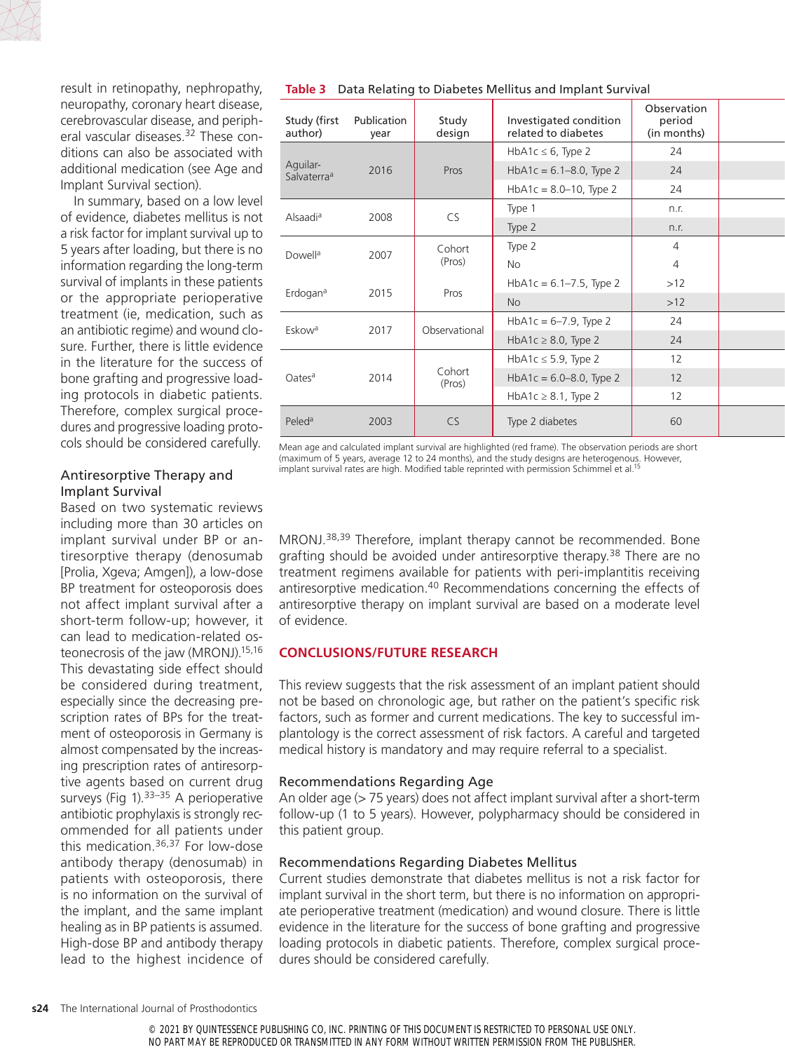result in retinopathy, nephropathy, neuropathy, coronary heart disease, cerebrovascular disease, and peripheral vascular diseases.[32] These conditions can also be associated with additional medication (see Age and Implant Survival section).

In summary, based on a low level of evidence, diabetes mellitus is not a risk factor for implant survival up to 5 years after loading, but there is no information regarding the long-term survival of implants in these patients or the appropriate perioperative treatment (ie, medication, such as an antibiotic regime) and wound closure. Further, there is little evidence in the literature for the success of bone grafting and progressive loading protocols in diabetic patients. Therefore, complex surgical procedures and progressive loading protocols should be considered carefully.

### Antiresorptive Therapy and Implant Survival

Based on two systematic reviews including more than 30 articles on implant survival under BP or antiresorptive therapy (denosumab [Prolia, Xgeva; Amgen]), a low-dose BP treatment for osteoporosis does not affect implant survival after a short-term follow-up; however, it can lead to medication-related osteonecrosis of the jaw (MRONJ).[15,16] This devastating side effect should be considered during treatment, especially since the decreasing prescription rates of BPs for the treatment of osteoporosis in Germany is almost compensated by the increasing prescription rates of antiresorptive agents based on current drug surveys (Fig 1).[33–35] A perioperative antibiotic prophylaxis is strongly recommended for all patients under this medication.[36,37] For low-dose antibody therapy (denosumab) in patients with osteoporosis, there is no information on the survival of the implant, and the same implant healing as in BP patients is assumed. High-dose BP and antibody therapy lead to the highest incidence of MRONJ.[38,39] Therefore, implant therapy cannot be recommended. Bone grafting should be avoided under antiresorptive therapy.[38] There are no treatment regimens available for patients with peri-implantitis receiving antiresorptive medication.[40] Recommendations concerning the effects of antiresorptive therapy on implant survival are based on a moderate level of evidence.

**Table 3** Data Relating to Diabetes Mellitus and Implant Survival

| Study (first author) | Publication year | Study design | Investigated condition related to diabetes | Observation period (in months) |
|---|---|---|---|---|
| Aguilar-Salvaterra[a] | 2016 | Pros | HbA1c ≤ 6, Type 2 | 24 |
| | | | HbA1c = 6.1–8.0, Type 2 | 24 |
| | | | HbA1c = 8.0–10, Type 2 | 24 |
| Alsaadi[a] | 2008 | CS | Type 1 | n.r. |
| | | | Type 2 | n.r. |
| Dowell[a] | 2007 | Cohort (Pros) | Type 2 | 4 |
| | | | No | 4 |
| Erdogan[a] | 2015 | Pros | HbA1c = 6.1–7.5, Type 2 | >12 |
| | | | No | >12 |
| Eskow[a] | 2017 | Observational | HbA1c = 6–7.9, Type 2 | 24 |
| | | | HbA1c ≥ 8.0, Type 2 | 24 |
| Oates[a] | 2014 | Cohort (Pros) | HbA1c ≤ 5.9, Type 2 | 12 |
| | | | HbA1c = 6.0–8.0, Type 2 | 12 |
| | | | HbA1c ≥ 8.1, Type 2 | 12 |
| Peled[a] | 2003 | CS | Type 2 diabetes | 60 |

Mean age and calculated implant survival are highlighted (red frame). The observation periods are short (maximum of 5 years, average 12 to 24 months), and the study designs are heterogeneous. However, implant survival rates are high. Modified table reprinted with permission Schimmel et al.[15]

## CONCLUSIONS/FUTURE RESEARCH

This review suggests that the risk assessment of an implant patient should not be based on chronologic age, but rather on the patient's specific risk factors, such as former and current medications. The key to successful implantology is the correct assessment of risk factors. A careful and targeted medical history is mandatory and may require referral to a specialist.

### Recommendations Regarding Age

An older age (> 75 years) does not affect implant survival after a short-term follow-up (1 to 5 years). However, polypharmacy should be considered in this patient group.

### Recommendations Regarding Diabetes Mellitus

Current studies demonstrate that diabetes mellitus is not a risk factor for implant survival in the short term, but there is no information on appropriate perioperative treatment (medication) and wound closure. There is little evidence in the literature for the success of bone grafting and progressive loading protocols in diabetic patients. Therefore, complex surgical procedures should be considered carefully.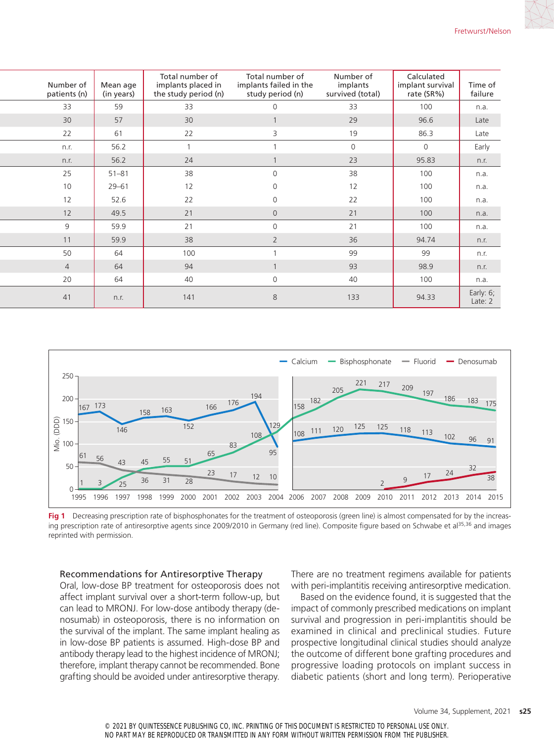| Number of patients (n) | Mean age (in years) | Total number of implants placed in the study period (n) | Total number of implants failed in the study period (n) | Number of implants survived (total) | Calculated implant survival rate (SR%) | Time of failure |
|---|---|---|---|---|---|---|
| 33 | 59 | 33 | 0 | 33 | 100 | n.a. |
| 30 | 57 | 30 | 1 | 29 | 96.6 | Late |
| 22 | 61 | 22 | 3 | 19 | 86.3 | Late |
| n.r. | 56.2 | 1 | 1 | 0 | 0 | Early |
| n.r. | 56.2 | 24 | 1 | 23 | 95.83 | n.r. |
| 25 | 51–81 | 38 | 0 | 38 | 100 | n.a. |
| 10 | 29–61 | 12 | 0 | 12 | 100 | n.a. |
| 12 | 52.6 | 22 | 0 | 22 | 100 | n.a. |
| 12 | 49.5 | 21 | 0 | 21 | 100 | n.a. |
| 9 | 59.9 | 21 | 0 | 21 | 100 | n.a. |
| 11 | 59.9 | 38 | 2 | 36 | 94.74 | n.r. |
| 50 | 64 | 100 | 1 | 99 | 99 | n.r. |
| 4 | 64 | 94 | 1 | 93 | 98.9 | n.r. |
| 20 | 64 | 40 | 0 | 40 | 100 | n.a. |
| 41 | n.r. | 141 | 8 | 133 | 94.33 | Early: 6; Late: 2 |

**Fig 1** Decreasing prescription rate of bisphosphonates for the treatment of osteoporosis (green line) is almost compensated for by the increasing prescription rate of antiresorptive agents since 2009/2010 in Germany (red line). Composite figure based on Schwabe et al[35,36] and images reprinted with permission.

## Recommendations for Antiresorptive Therapy

Oral, low-dose BP treatment for osteoporosis does not affect implant survival over a short-term follow-up, but can lead to MRONJ. For low-dose antibody therapy (denosumab) in osteoporosis, there is no information on the survival of the implant. The same implant healing as in low-dose BP patients is assumed. High-dose BP and antibody therapy lead to the highest incidence of MRONJ; therefore, implant therapy cannot be recommended. Bone grafting should be avoided under antiresorptive therapy. There are no treatment regimens available for patients with peri-implantitis receiving antiresorptive medication.

Based on the evidence found, it is suggested that the impact of commonly prescribed medications on implant survival and progression in peri-implantitis should be examined in clinical and preclinical studies. Future prospective longitudinal clinical studies should analyze the outcome of different bone grafting procedures and progressive loading protocols on implant success in diabetic patients (short and long term). Perioperative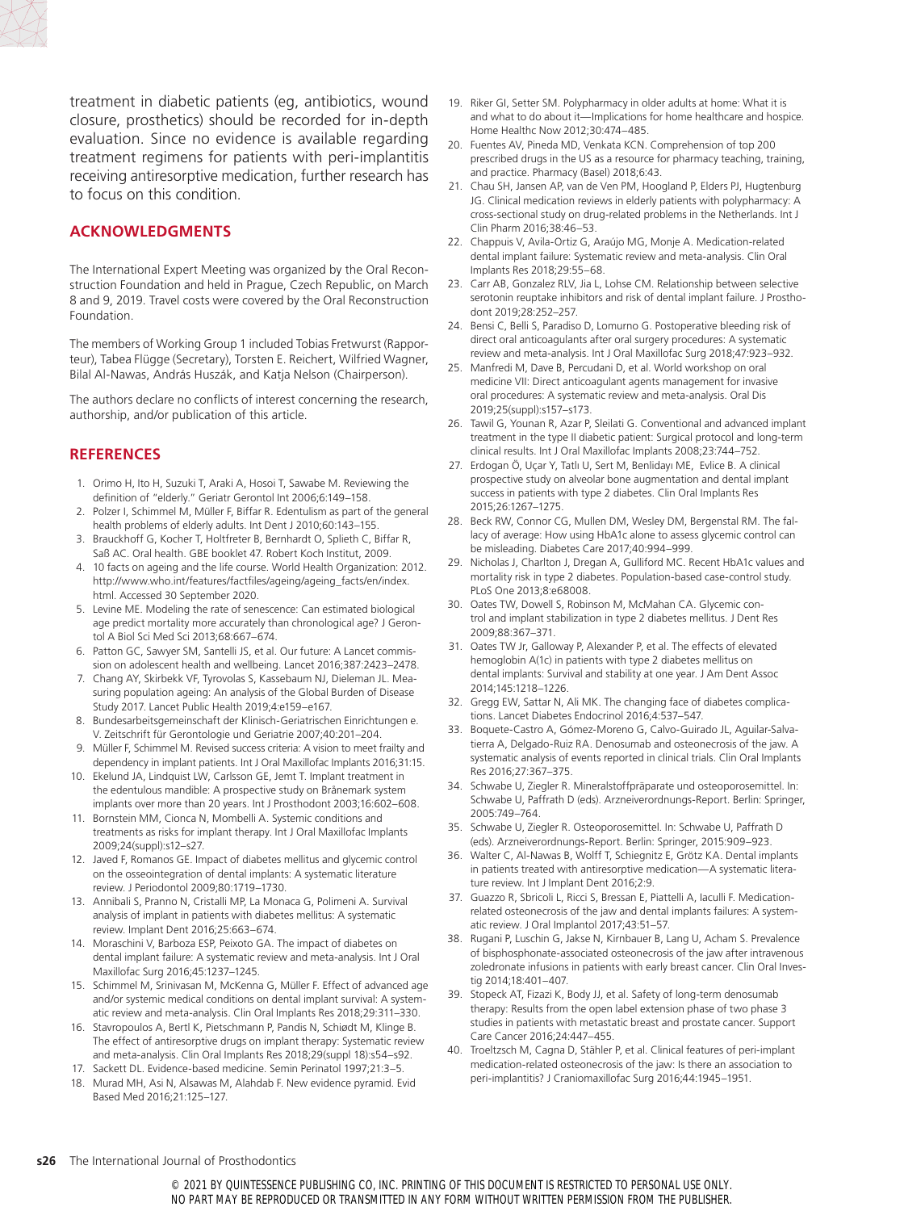treatment in diabetic patients (eg, antibiotics, wound closure, prosthetics) should be recorded for in-depth evaluation. Since no evidence is available regarding treatment regimens for patients with peri-implantitis receiving antiresorptive medication, further research has to focus on this condition.

## ACKNOWLEDGMENTS

The International Expert Meeting was organized by the Oral Reconstruction Foundation and held in Prague, Czech Republic, on March 8 and 9, 2019. Travel costs were covered by the Oral Reconstruction Foundation.

The members of Working Group 1 included Tobias Fretwurst (Rapporteur), Tabea Flügge (Secretary), Torsten E. Reichert, Wilfried Wagner, Bilal Al-Nawas, András Huszák, and Katja Nelson (Chairperson).

The authors declare no conflicts of interest concerning the research, authorship, and/or publication of this article.

## REFERENCES

1. Orimo H, Ito H, Suzuki T, Araki A, Hosoi T, Sawabe M. Reviewing the definition of "elderly." Geriatr Gerontol Int 2006;6:149–158.
2. Polzer I, Schimmel M, Müller F, Biffar R. Edentulism as part of the general health problems of elderly adults. Int Dent J 2010;60:143–155.
3. Brauckhoff G, Kocher T, Holtfreter B, Bernhardt O, Splieth C, Biffar R, Saß AC. Oral health. GBE booklet 47. Robert Koch Institut, 2009.
4. 10 facts on ageing and the life course. World Health Organization: 2012. http://www.who.int/features/factfiles/ageing/ageing_facts/en/index.html. Accessed 30 September 2020.
5. Levine ME. Modeling the rate of senescence: Can estimated biological age predict mortality more accurately than chronological age? J Gerontol A Biol Sci Med Sci 2013;68:667–674.
6. Patton GC, Sawyer SM, Santelli JS, et al. Our future: A Lancet commission on adolescent health and wellbeing. Lancet 2016;387:2423–2478.
7. Chang AY, Skirbekk VF, Tyrovolas S, Kassebaum NJ, Dieleman JL. Measuring population ageing: An analysis of the Global Burden of Disease Study 2017. Lancet Public Health 2019;4:e159–e167.
8. Bundesarbeitsgemeinschaft der Klinisch-Geriatrischen Einrichtungen e. V. Zeitschrift für Gerontologie und Geriatrie 2007;40:201–204.
9. Müller F, Schimmel M. Revised success criteria: A vision to meet frailty and dependency in implant patients. Int J Oral Maxillofac Implants 2016;31:15.
10. Ekelund JA, Lindquist LW, Carlsson GE, Jemt T. Implant treatment in the edentulous mandible: A prospective study on Brånemark system implants over more than 20 years. Int J Prosthodont 2003;16:602–608.
11. Bornstein MM, Cionca N, Mombelli A. Systemic conditions and treatments as risks for implant therapy. Int J Oral Maxillofac Implants 2009;24(suppl):s12–s27.
12. Javed F, Romanos GE. Impact of diabetes mellitus and glycemic control on the osseointegration of dental implants: A systematic literature review. J Periodontol 2009;80:1719–1730.
13. Annibali S, Pranno N, Cristalli MP, La Monaca G, Polimeni A. Survival analysis of implant in patients with diabetes mellitus: A systematic review. Implant Dent 2016;25:663–674.
14. Moraschini V, Barboza ESP, Peixoto GA. The impact of diabetes on dental implant failure: A systematic review and meta-analysis. Int J Oral Maxillofac Surg 2016;45:1237–1245.
15. Schimmel M, Srinivasan M, McKenna G, Müller F. Effect of advanced age and/or systemic medical conditions on dental implant survival: A systematic review and meta-analysis. Clin Oral Implants Res 2018;29:311–330.
16. Stavropoulos A, Bertl K, Pietschmann P, Pandis N, Schiødt M, Klinge B. The effect of antiresorptive drugs on implant therapy: Systematic review and meta-analysis. Clin Oral Implants Res 2018;29(suppl 18):s54–s92.
17. Sackett DL. Evidence-based medicine. Semin Perinatol 1997;21:3–5.
18. Murad MH, Asi N, Alsawas M, Alahdab F. New evidence pyramid. Evid Based Med 2016;21:125–127.
19. Riker GI, Setter SM. Polypharmacy in older adults at home: What it is and what to do about it—Implications for home healthcare and hospice. Home Healthc Now 2012;30:474–485.
20. Fuentes AV, Pineda MD, Venkata KCN. Comprehension of top 200 prescribed drugs in the US as a resource for pharmacy teaching, training, and practice. Pharmacy (Basel) 2018;6:43.
21. Chau SH, Jansen AP, van de Ven PM, Hoogland P, Elders PJ, Hugtenburg JG. Clinical medication reviews in elderly patients with polypharmacy: A cross-sectional study on drug-related problems in the Netherlands. Int J Clin Pharm 2016;38:46–53.
22. Chappuis V, Avila-Ortiz G, Araújo MG, Monje A. Medication-related dental implant failure: Systematic review and meta-analysis. Clin Oral Implants Res 2018;29:55–68.
23. Carr AB, Gonzalez RLV, Jia L, Lohse CM. Relationship between selective serotonin reuptake inhibitors and risk of dental implant failure. J Prosthodont 2019;28:252–257.
24. Bensi C, Belli S, Paradiso D, Lomurno G. Postoperative bleeding risk of direct oral anticoagulants after oral surgery procedures: A systematic review and meta-analysis. Int J Oral Maxillofac Surg 2018;47:923–932.
25. Manfredi M, Dave B, Percudani D, et al. World workshop on oral medicine VII: Direct anticoagulant agents management for invasive oral procedures: A systematic review and meta-analysis. Oral Dis 2019;25(suppl):s157–s173.
26. Tawil G, Younan R, Azar P, Sleilati G. Conventional and advanced implant treatment in the type II diabetic patient: Surgical protocol and long-term clinical results. Int J Oral Maxillofac Implants 2008;23:744–752.
27. Erdogan Ö, Uçar Y, Tatlı U, Sert M, Benlidayı ME, Evlice B. A clinical prospective study on alveolar bone augmentation and dental implant success in patients with type 2 diabetes. Clin Oral Implants Res 2015;26:1267–1275.
28. Beck RW, Connor CG, Mullen DM, Wesley DM, Bergenstal RM. The fallacy of average: How using HbA1c alone to assess glycemic control can be misleading. Diabetes Care 2017;40:994–999.
29. Nicholas J, Charlton J, Dregan A, Gulliford MC. Recent HbA1c values and mortality risk in type 2 diabetes. Population-based case-control study. PLoS One 2013;8:e68008.
30. Oates TW, Dowell S, Robinson M, McMahan CA. Glycemic control and implant stabilization in type 2 diabetes mellitus. J Dent Res 2009;88:367–371.
31. Oates TW Jr, Galloway P, Alexander P, et al. The effects of elevated hemoglobin A(1c) in patients with type 2 diabetes mellitus on dental implants: Survival and stability at one year. J Am Dent Assoc 2014;145:1218–1226.
32. Gregg EW, Sattar N, Ali MK. The changing face of diabetes complications. Lancet Diabetes Endocrinol 2016;4:537–547.
33. Boquete-Castro A, Gómez-Moreno G, Calvo-Guirado JL, Aguilar-Salvatierra A, Delgado-Ruiz RA. Denosumab and osteonecrosis of the jaw. A systematic analysis of events reported in clinical trials. Clin Oral Implants Res 2016;27:367–375.
34. Schwabe U, Ziegler R. Mineralstoffpräparate und osteoporosemittel. In: Schwabe U, Paffrath D (eds). Arzneiverordnungs-Report. Berlin: Springer, 2005:749–764.
35. Schwabe U, Ziegler R. Osteoporosemittel. In: Schwabe U, Paffrath D (eds). Arzneiverordnungs-Report. Berlin: Springer, 2015:909–923.
36. Walter C, Al-Nawas B, Wolff T, Schiegnitz E, Grötz KA. Dental implants in patients treated with antiresorptive medication—A systematic literature review. Int J Implant Dent 2016;2:9.
37. Guazzo R, Sbricoli L, Ricci S, Bressan E, Piattelli A, Iaculli F. Medication-related osteonecrosis of the jaw and dental implants failures: A systematic review. J Oral Implantol 2017;43:51–57.
38. Rugani P, Luschin G, Jakse N, Kirnbauer B, Lang U, Acham S. Prevalence of bisphosphonate-associated osteonecrosis of the jaw after intravenous zoledronate infusions in patients with early breast cancer. Clin Oral Investig 2014;18:401–407.
39. Stopeck AT, Fizazi K, Body JJ, et al. Safety of long-term denosumab therapy: Results from the open label extension phase of two phase 3 studies in patients with metastatic breast and prostate cancer. Support Care Cancer 2016;24:447–455.
40. Troeltzsch M, Cagna D, Stähler P, et al. Clinical features of peri-implant medication-related osteonecrosis of the jaw: Is there an association to peri-implantitis? J Craniomaxillofac Surg 2016;44:1945–1951.